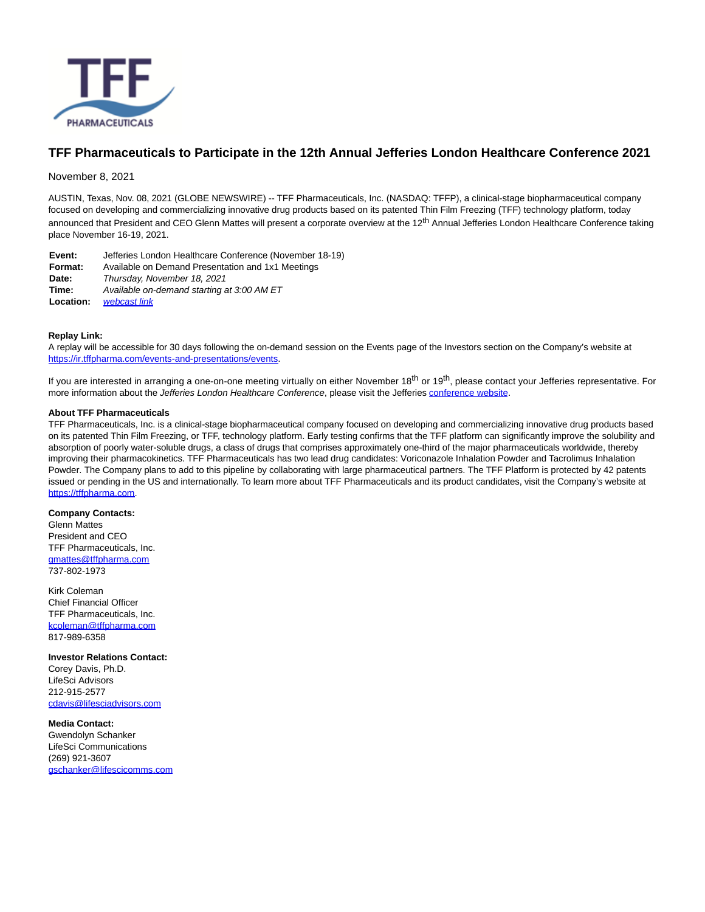# TFF Pharmaceuticals to Participate in the 12th Annual Jefferies London Healthcare Conference 2021

November 8, 2021

AUSTIN, Texas, Nov. 08, 2021 (GLOBE NEWSWIRE) -- TFF Pharmaceuticals, Inc. (NASDAQ: TFFP), a clinical-stage biopharmaceutical company focused on developing and commercializing innovative drug products based on its patented Thin Film Freezing (TFF) technology platform, today announced that President and CEO Glenn Mattes will present a corporate overview at the 12th Annual Jefferies London Healthcare Conference taking place November 16-19, 2021.

| | |
|---|---|
| **Event:** | Jefferies London Healthcare Conference (November 18-19) |
| **Format:** | Available on Demand Presentation and 1x1 Meetings |
| **Date:** | *Thursday, November 18, 2021* |
| **Time:** | *Available on-demand starting at 3:00 AM ET* |
| **Location:** | *webcast link* |

**Replay Link:**
A replay will be accessible for 30 days following the on-demand session on the Events page of the Investors section on the Company's website at https://ir.tffpharma.com/events-and-presentations/events.

If you are interested in arranging a one-on-one meeting virtually on either November 18th or 19th, please contact your Jefferies representative. For more information about the *Jefferies London Healthcare Conference*, please visit the Jefferies conference website.

**About TFF Pharmaceuticals**
TFF Pharmaceuticals, Inc. is a clinical-stage biopharmaceutical company focused on developing and commercializing innovative drug products based on its patented Thin Film Freezing, or TFF, technology platform. Early testing confirms that the TFF platform can significantly improve the solubility and absorption of poorly water-soluble drugs, a class of drugs that comprises approximately one-third of the major pharmaceuticals worldwide, thereby improving their pharmacokinetics. TFF Pharmaceuticals has two lead drug candidates: Voriconazole Inhalation Powder and Tacrolimus Inhalation Powder. The Company plans to add to this pipeline by collaborating with large pharmaceutical partners. The TFF Platform is protected by 42 patents issued or pending in the US and internationally. To learn more about TFF Pharmaceuticals and its product candidates, visit the Company's website at https://tffpharma.com.

**Company Contacts:**
Glenn Mattes
President and CEO
TFF Pharmaceuticals, Inc.
gmattes@tffpharma.com
737-802-1973

Kirk Coleman
Chief Financial Officer
TFF Pharmaceuticals, Inc.
kcoleman@tffpharma.com
817-989-6358

**Investor Relations Contact:**
Corey Davis, Ph.D.
LifeSci Advisors
212-915-2577
cdavis@lifesciadvisors.com

**Media Contact:**
Gwendolyn Schanker
LifeSci Communications
(269) 921-3607
gschanker@lifescicomms.com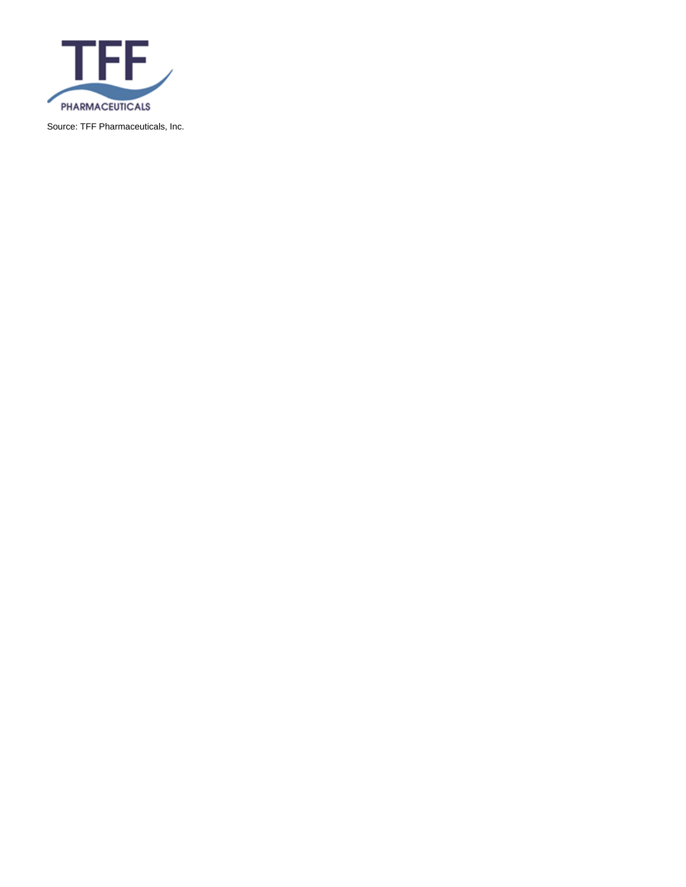TFF

PHARMACEUTICALS

Source: TFF Pharmaceuticals, Inc.